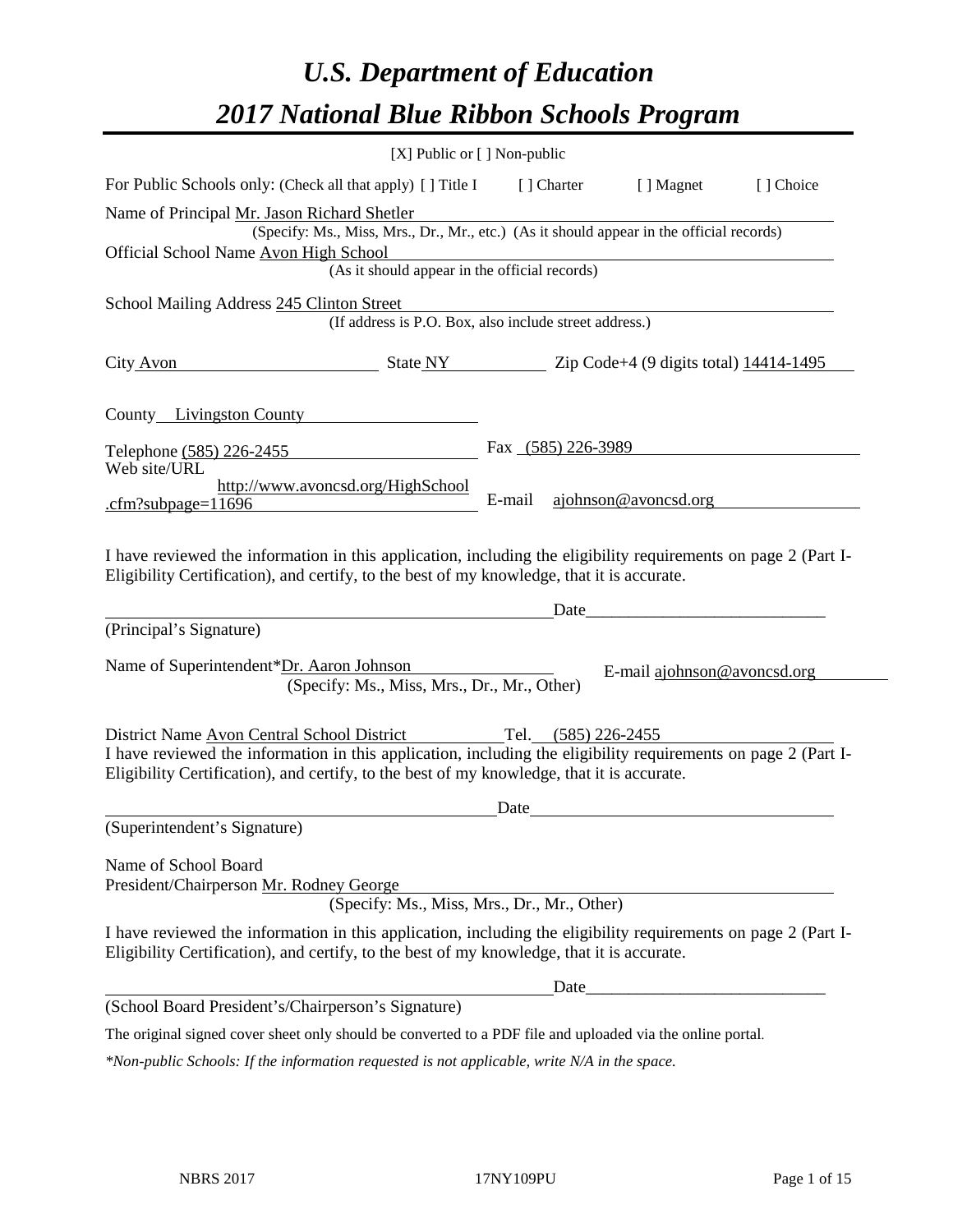# *U.S. Department of Education*

# *2017 National Blue Ribbon Schools Program*

[X] Public or [ ] Non-public

For Public Schools only: (Check all that apply) [ ] Title I [ ] Charter [ ] Magnet [ ] Choice

Name of Principal Mr. Jason Richard Shetler
(Specify: Ms., Miss, Mrs., Dr., Mr., etc.) (As it should appear in the official records)

Official School Name Avon High School
(As it should appear in the official records)

School Mailing Address 245 Clinton Street
(If address is P.O. Box, also include street address.)

City Avon State NY Zip Code+4 (9 digits total) 14414-1495

County Livingston County

Telephone (585) 226-2455 Fax (585) 226-3989

Web site/URL http://www.avoncsd.org/HighSchool.cfm?subpage=11696 E-mail ajohnson@avoncsd.org

I have reviewed the information in this application, including the eligibility requirements on page 2 (Part I-Eligibility Certification), and certify, to the best of my knowledge, that it is accurate.

_______________________________________________ Date___________________________
(Principal's Signature)

Name of Superintendent*Dr. Aaron Johnson E-mail ajohnson@avoncsd.org
(Specify: Ms., Miss, Mrs., Dr., Mr., Other)

District Name Avon Central School District Tel. (585) 226-2455

I have reviewed the information in this application, including the eligibility requirements on page 2 (Part I-Eligibility Certification), and certify, to the best of my knowledge, that it is accurate.

_______________________________________________ Date___________________________
(Superintendent's Signature)

Name of School Board
President/Chairperson Mr. Rodney George
(Specify: Ms., Miss, Mrs., Dr., Mr., Other)

I have reviewed the information in this application, including the eligibility requirements on page 2 (Part I-Eligibility Certification), and certify, to the best of my knowledge, that it is accurate.

_______________________________________________ Date___________________________
(School Board President's/Chairperson's Signature)

The original signed cover sheet only should be converted to a PDF file and uploaded via the online portal.

*\*Non-public Schools: If the information requested is not applicable, write N/A in the space.*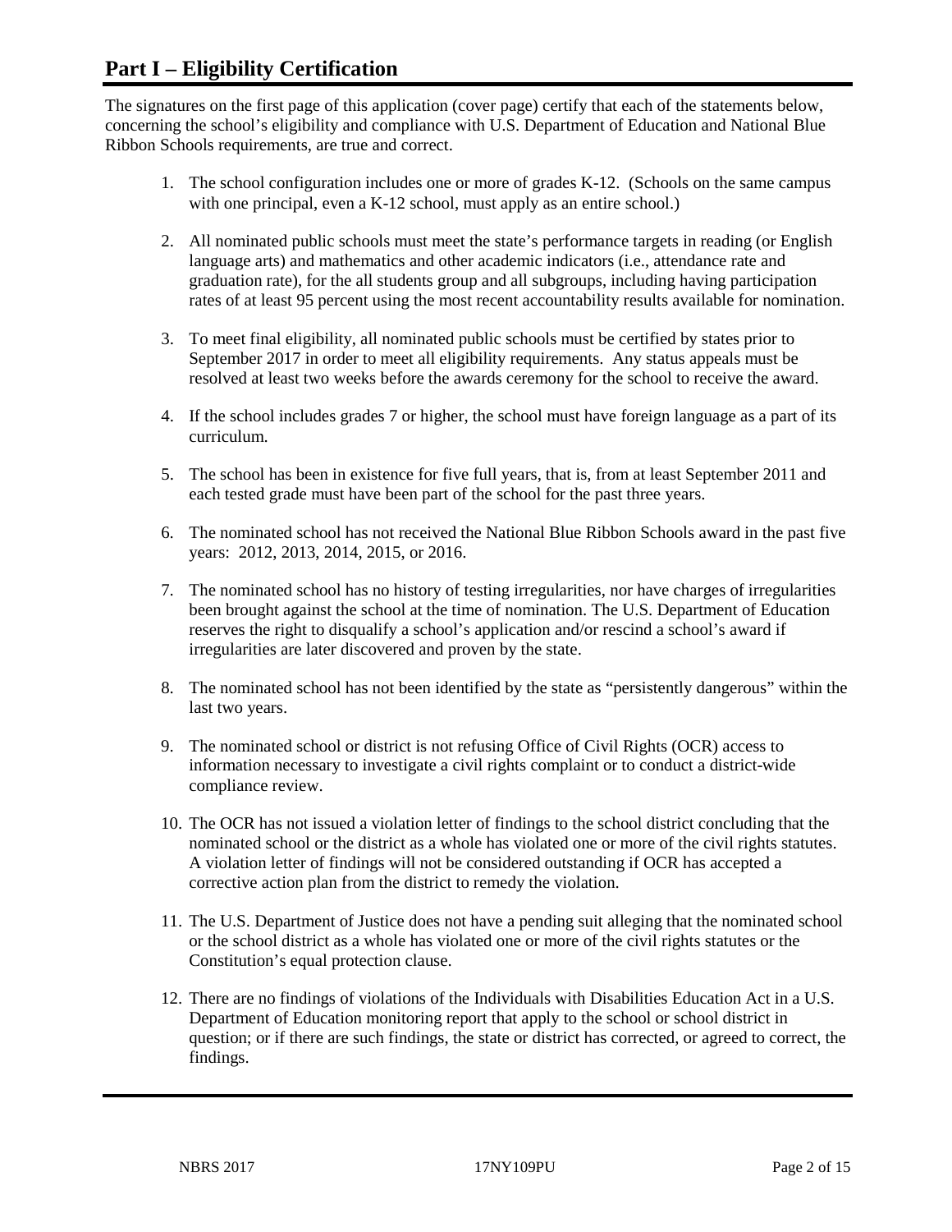# Part I – Eligibility Certification

The signatures on the first page of this application (cover page) certify that each of the statements below, concerning the school's eligibility and compliance with U.S. Department of Education and National Blue Ribbon Schools requirements, are true and correct.

1. The school configuration includes one or more of grades K-12. (Schools on the same campus with one principal, even a K-12 school, must apply as an entire school.)

2. All nominated public schools must meet the state's performance targets in reading (or English language arts) and mathematics and other academic indicators (i.e., attendance rate and graduation rate), for the all students group and all subgroups, including having participation rates of at least 95 percent using the most recent accountability results available for nomination.

3. To meet final eligibility, all nominated public schools must be certified by states prior to September 2017 in order to meet all eligibility requirements. Any status appeals must be resolved at least two weeks before the awards ceremony for the school to receive the award.

4. If the school includes grades 7 or higher, the school must have foreign language as a part of its curriculum.

5. The school has been in existence for five full years, that is, from at least September 2011 and each tested grade must have been part of the school for the past three years.

6. The nominated school has not received the National Blue Ribbon Schools award in the past five years: 2012, 2013, 2014, 2015, or 2016.

7. The nominated school has no history of testing irregularities, nor have charges of irregularities been brought against the school at the time of nomination. The U.S. Department of Education reserves the right to disqualify a school's application and/or rescind a school's award if irregularities are later discovered and proven by the state.

8. The nominated school has not been identified by the state as "persistently dangerous" within the last two years.

9. The nominated school or district is not refusing Office of Civil Rights (OCR) access to information necessary to investigate a civil rights complaint or to conduct a district-wide compliance review.

10. The OCR has not issued a violation letter of findings to the school district concluding that the nominated school or the district as a whole has violated one or more of the civil rights statutes. A violation letter of findings will not be considered outstanding if OCR has accepted a corrective action plan from the district to remedy the violation.

11. The U.S. Department of Justice does not have a pending suit alleging that the nominated school or the school district as a whole has violated one or more of the civil rights statutes or the Constitution's equal protection clause.

12. There are no findings of violations of the Individuals with Disabilities Education Act in a U.S. Department of Education monitoring report that apply to the school or school district in question; or if there are such findings, the state or district has corrected, or agreed to correct, the findings.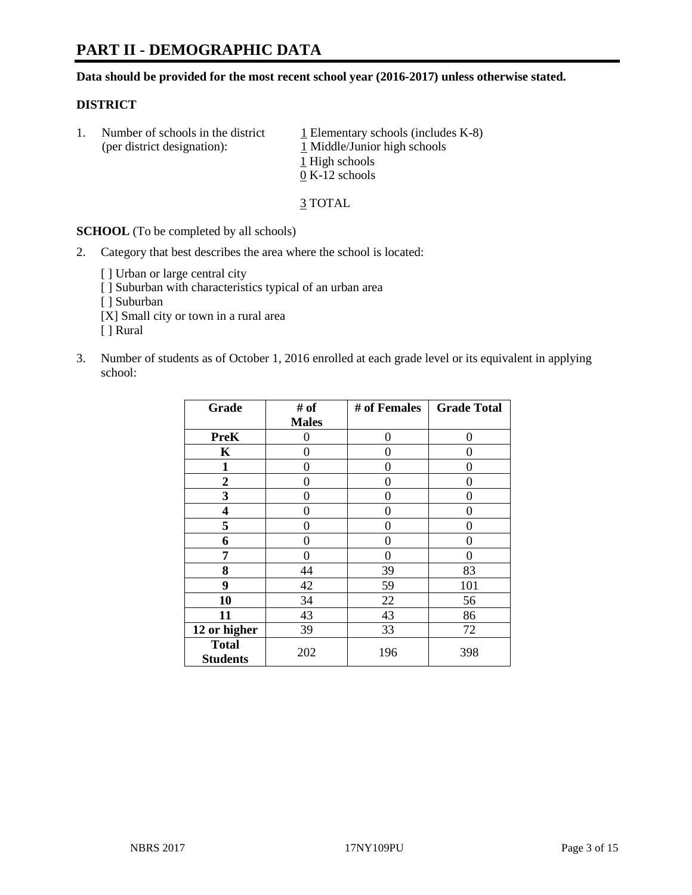# PART II - DEMOGRAPHIC DATA

**Data should be provided for the most recent school year (2016-2017) unless otherwise stated.**

## DISTRICT

1. Number of schools in the district (per district designation):
   - 1 Elementary schools (includes K-8)
   - 1 Middle/Junior high schools
   - 1 High schools
   - 0 K-12 schools

   3 TOTAL

**SCHOOL** (To be completed by all schools)

2. Category that best describes the area where the school is located:

   [ ] Urban or large central city
   [ ] Suburban with characteristics typical of an urban area
   [ ] Suburban
   [X] Small city or town in a rural area
   [ ] Rural

3. Number of students as of October 1, 2016 enrolled at each grade level or its equivalent in applying school:

| Grade | # of Males | # of Females | Grade Total |
|---|---|---|---|
| PreK | 0 | 0 | 0 |
| K | 0 | 0 | 0 |
| 1 | 0 | 0 | 0 |
| 2 | 0 | 0 | 0 |
| 3 | 0 | 0 | 0 |
| 4 | 0 | 0 | 0 |
| 5 | 0 | 0 | 0 |
| 6 | 0 | 0 | 0 |
| 7 | 0 | 0 | 0 |
| 8 | 44 | 39 | 83 |
| 9 | 42 | 59 | 101 |
| 10 | 34 | 22 | 56 |
| 11 | 43 | 43 | 86 |
| 12 or higher | 39 | 33 | 72 |
| Total Students | 202 | 196 | 398 |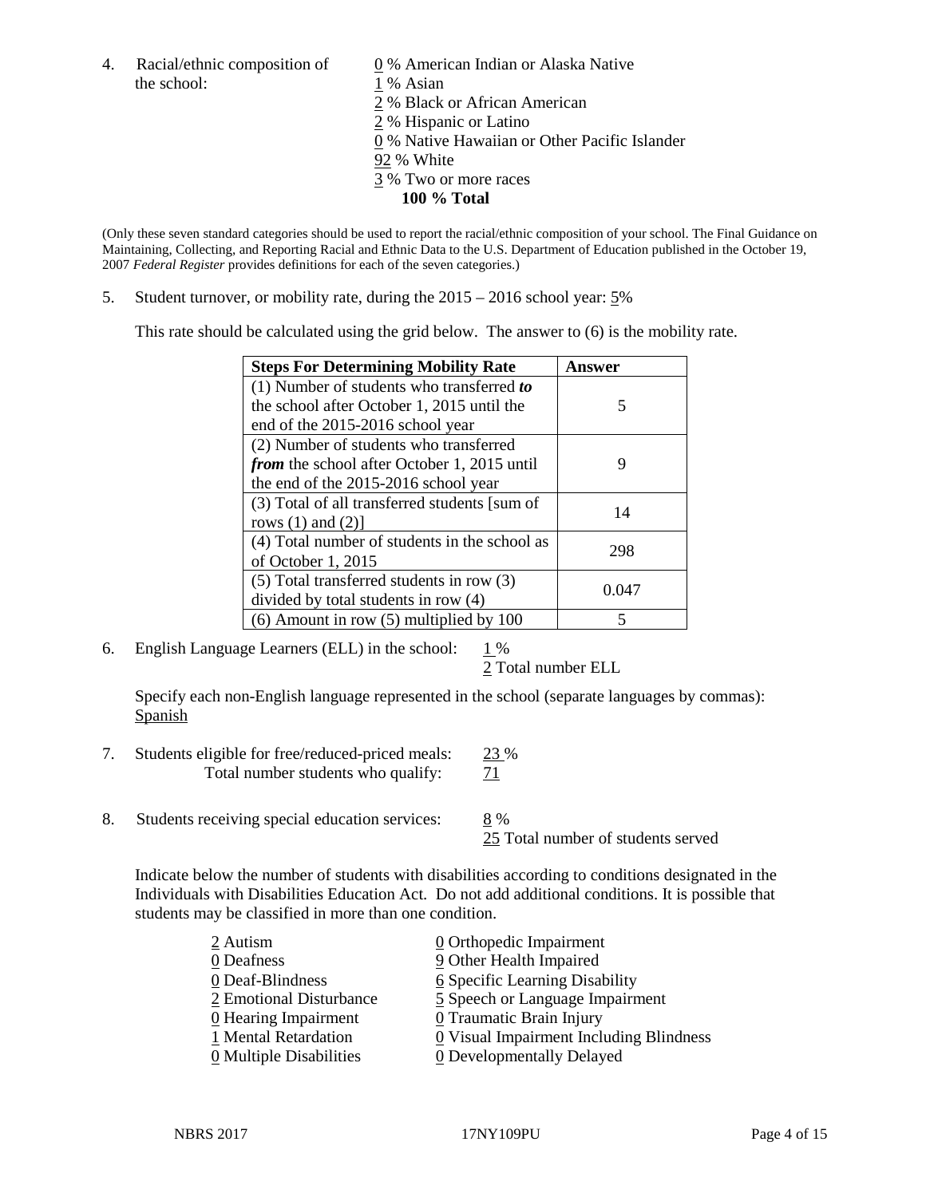4. Racial/ethnic composition of the school:

0 % American Indian or Alaska Native
1 % Asian
2 % Black or African American
2 % Hispanic or Latino
0 % Native Hawaiian or Other Pacific Islander
92 % White
3 % Two or more races
**100 % Total**

(Only these seven standard categories should be used to report the racial/ethnic composition of your school. The Final Guidance on Maintaining, Collecting, and Reporting Racial and Ethnic Data to the U.S. Department of Education published in the October 19, 2007 *Federal Register* provides definitions for each of the seven categories.)

5. Student turnover, or mobility rate, during the 2015 – 2016 school year: 5%

This rate should be calculated using the grid below. The answer to (6) is the mobility rate.

| Steps For Determining Mobility Rate | Answer |
|---|---|
| (1) Number of students who transferred ***to*** the school after October 1, 2015 until the end of the 2015-2016 school year | 5 |
| (2) Number of students who transferred ***from*** the school after October 1, 2015 until the end of the 2015-2016 school year | 9 |
| (3) Total of all transferred students [sum of rows (1) and (2)] | 14 |
| (4) Total number of students in the school as of October 1, 2015 | 298 |
| (5) Total transferred students in row (3) divided by total students in row (4) | 0.047 |
| (6) Amount in row (5) multiplied by 100 | 5 |

6. English Language Learners (ELL) in the school: 1 %
2 Total number ELL

Specify each non-English language represented in the school (separate languages by commas):
Spanish

7. Students eligible for free/reduced-priced meals: 23 %
Total number students who qualify: 71

8. Students receiving special education services: 8 %
25 Total number of students served

Indicate below the number of students with disabilities according to conditions designated in the Individuals with Disabilities Education Act. Do not add additional conditions. It is possible that students may be classified in more than one condition.

2 Autism
0 Deafness
0 Deaf-Blindness
2 Emotional Disturbance
0 Hearing Impairment
1 Mental Retardation
0 Multiple Disabilities
0 Orthopedic Impairment
9 Other Health Impaired
6 Specific Learning Disability
5 Speech or Language Impairment
0 Traumatic Brain Injury
0 Visual Impairment Including Blindness
0 Developmentally Delayed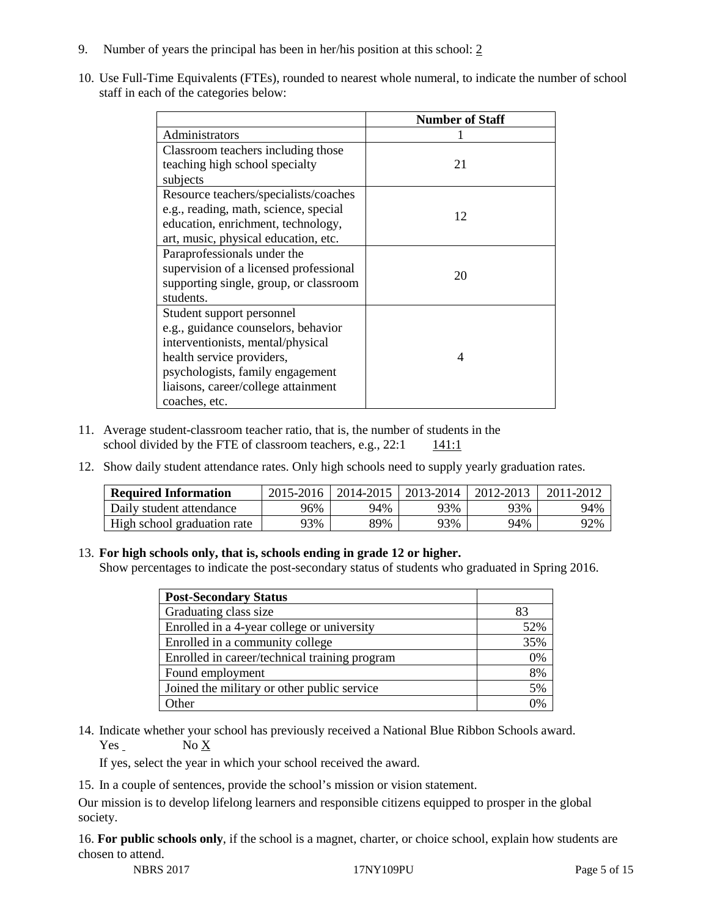9. Number of years the principal has been in her/his position at this school: 2

10. Use Full-Time Equivalents (FTEs), rounded to nearest whole numeral, to indicate the number of school staff in each of the categories below:

| | Number of Staff |
|---|---|
| Administrators | 1 |
| Classroom teachers including those teaching high school specialty subjects | 21 |
| Resource teachers/specialists/coaches e.g., reading, math, science, special education, enrichment, technology, art, music, physical education, etc. | 12 |
| Paraprofessionals under the supervision of a licensed professional supporting single, group, or classroom students. | 20 |
| Student support personnel e.g., guidance counselors, behavior interventionists, mental/physical health service providers, psychologists, family engagement liaisons, career/college attainment coaches, etc. | 4 |

11. Average student-classroom teacher ratio, that is, the number of students in the school divided by the FTE of classroom teachers, e.g., 22:1 &nbsp;&nbsp;&nbsp; 141:1

12. Show daily student attendance rates. Only high schools need to supply yearly graduation rates.

| Required Information | 2015-2016 | 2014-2015 | 2013-2014 | 2012-2013 | 2011-2012 |
|---|---|---|---|---|---|
| Daily student attendance | 96% | 94% | 93% | 93% | 94% |
| High school graduation rate | 93% | 89% | 93% | 94% | 92% |

13. **For high schools only, that is, schools ending in grade 12 or higher.**
Show percentages to indicate the post-secondary status of students who graduated in Spring 2016.

| Post-Secondary Status | |
|---|---|
| Graduating class size | 83 |
| Enrolled in a 4-year college or university | 52% |
| Enrolled in a community college | 35% |
| Enrolled in career/technical training program | 0% |
| Found employment | 8% |
| Joined the military or other public service | 5% |
| Other | 0% |

14. Indicate whether your school has previously received a National Blue Ribbon Schools award.
Yes ___ &nbsp;&nbsp;&nbsp; No X

If yes, select the year in which your school received the award.

15. In a couple of sentences, provide the school's mission or vision statement.

Our mission is to develop lifelong learners and responsible citizens equipped to prosper in the global society.

16. **For public schools only**, if the school is a magnet, charter, or choice school, explain how students are chosen to attend.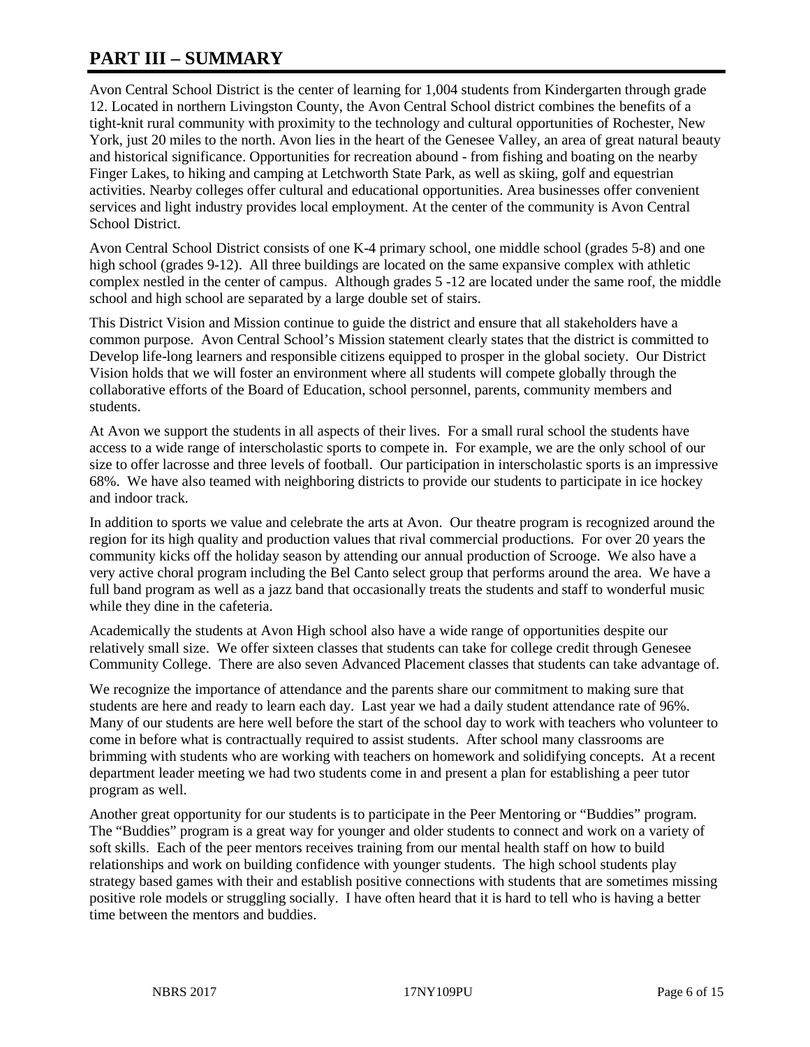# PART III – SUMMARY

Avon Central School District is the center of learning for 1,004 students from Kindergarten through grade 12. Located in northern Livingston County, the Avon Central School district combines the benefits of a tight-knit rural community with proximity to the technology and cultural opportunities of Rochester, New York, just 20 miles to the north. Avon lies in the heart of the Genesee Valley, an area of great natural beauty and historical significance. Opportunities for recreation abound - from fishing and boating on the nearby Finger Lakes, to hiking and camping at Letchworth State Park, as well as skiing, golf and equestrian activities. Nearby colleges offer cultural and educational opportunities. Area businesses offer convenient services and light industry provides local employment. At the center of the community is Avon Central School District.

Avon Central School District consists of one K-4 primary school, one middle school (grades 5-8) and one high school (grades 9-12). All three buildings are located on the same expansive complex with athletic complex nestled in the center of campus. Although grades 5 -12 are located under the same roof, the middle school and high school are separated by a large double set of stairs.

This District Vision and Mission continue to guide the district and ensure that all stakeholders have a common purpose. Avon Central School's Mission statement clearly states that the district is committed to Develop life-long learners and responsible citizens equipped to prosper in the global society. Our District Vision holds that we will foster an environment where all students will compete globally through the collaborative efforts of the Board of Education, school personnel, parents, community members and students.

At Avon we support the students in all aspects of their lives. For a small rural school the students have access to a wide range of interscholastic sports to compete in. For example, we are the only school of our size to offer lacrosse and three levels of football. Our participation in interscholastic sports is an impressive 68%. We have also teamed with neighboring districts to provide our students to participate in ice hockey and indoor track.

In addition to sports we value and celebrate the arts at Avon. Our theatre program is recognized around the region for its high quality and production values that rival commercial productions. For over 20 years the community kicks off the holiday season by attending our annual production of Scrooge. We also have a very active choral program including the Bel Canto select group that performs around the area. We have a full band program as well as a jazz band that occasionally treats the students and staff to wonderful music while they dine in the cafeteria.

Academically the students at Avon High school also have a wide range of opportunities despite our relatively small size. We offer sixteen classes that students can take for college credit through Genesee Community College. There are also seven Advanced Placement classes that students can take advantage of.

We recognize the importance of attendance and the parents share our commitment to making sure that students are here and ready to learn each day. Last year we had a daily student attendance rate of 96%. Many of our students are here well before the start of the school day to work with teachers who volunteer to come in before what is contractually required to assist students. After school many classrooms are brimming with students who are working with teachers on homework and solidifying concepts. At a recent department leader meeting we had two students come in and present a plan for establishing a peer tutor program as well.

Another great opportunity for our students is to participate in the Peer Mentoring or "Buddies" program. The "Buddies" program is a great way for younger and older students to connect and work on a variety of soft skills. Each of the peer mentors receives training from our mental health staff on how to build relationships and work on building confidence with younger students. The high school students play strategy based games with their and establish positive connections with students that are sometimes missing positive role models or struggling socially. I have often heard that it is hard to tell who is having a better time between the mentors and buddies.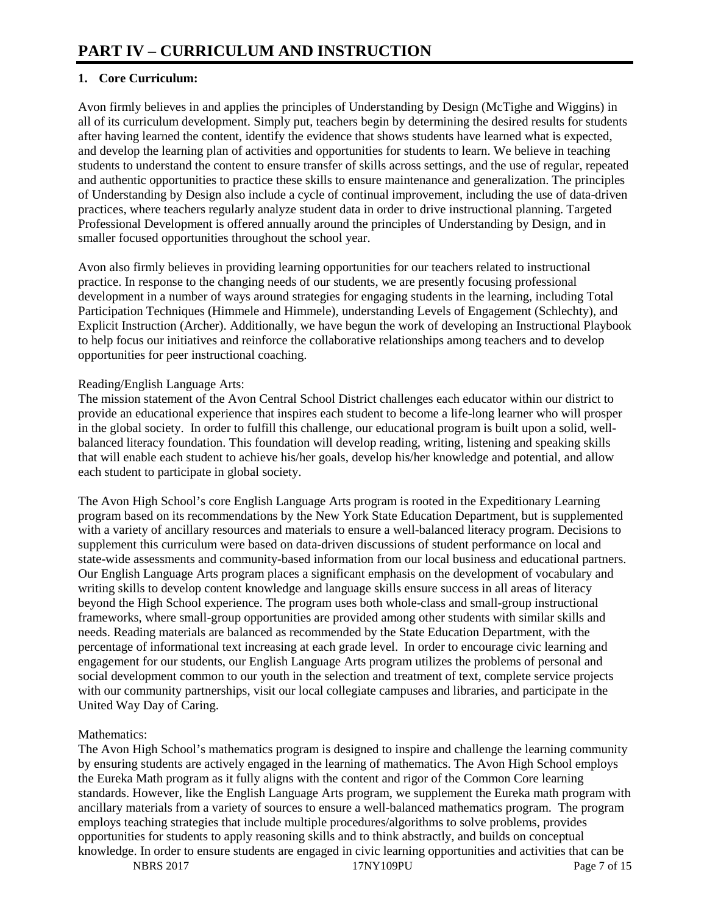# PART IV – CURRICULUM AND INSTRUCTION

## 1. Core Curriculum:

Avon firmly believes in and applies the principles of Understanding by Design (McTighe and Wiggins) in all of its curriculum development. Simply put, teachers begin by determining the desired results for students after having learned the content, identify the evidence that shows students have learned what is expected, and develop the learning plan of activities and opportunities for students to learn. We believe in teaching students to understand the content to ensure transfer of skills across settings, and the use of regular, repeated and authentic opportunities to practice these skills to ensure maintenance and generalization. The principles of Understanding by Design also include a cycle of continual improvement, including the use of data-driven practices, where teachers regularly analyze student data in order to drive instructional planning. Targeted Professional Development is offered annually around the principles of Understanding by Design, and in smaller focused opportunities throughout the school year.

Avon also firmly believes in providing learning opportunities for our teachers related to instructional practice. In response to the changing needs of our students, we are presently focusing professional development in a number of ways around strategies for engaging students in the learning, including Total Participation Techniques (Himmele and Himmele), understanding Levels of Engagement (Schlechty), and Explicit Instruction (Archer). Additionally, we have begun the work of developing an Instructional Playbook to help focus our initiatives and reinforce the collaborative relationships among teachers and to develop opportunities for peer instructional coaching.

Reading/English Language Arts:
The mission statement of the Avon Central School District challenges each educator within our district to provide an educational experience that inspires each student to become a life-long learner who will prosper in the global society. In order to fulfill this challenge, our educational program is built upon a solid, well-balanced literacy foundation. This foundation will develop reading, writing, listening and speaking skills that will enable each student to achieve his/her goals, develop his/her knowledge and potential, and allow each student to participate in global society.

The Avon High School's core English Language Arts program is rooted in the Expeditionary Learning program based on its recommendations by the New York State Education Department, but is supplemented with a variety of ancillary resources and materials to ensure a well-balanced literacy program. Decisions to supplement this curriculum were based on data-driven discussions of student performance on local and state-wide assessments and community-based information from our local business and educational partners. Our English Language Arts program places a significant emphasis on the development of vocabulary and writing skills to develop content knowledge and language skills ensure success in all areas of literacy beyond the High School experience. The program uses both whole-class and small-group instructional frameworks, where small-group opportunities are provided among other students with similar skills and needs. Reading materials are balanced as recommended by the State Education Department, with the percentage of informational text increasing at each grade level. In order to encourage civic learning and engagement for our students, our English Language Arts program utilizes the problems of personal and social development common to our youth in the selection and treatment of text, complete service projects with our community partnerships, visit our local collegiate campuses and libraries, and participate in the United Way Day of Caring.

Mathematics:
The Avon High School's mathematics program is designed to inspire and challenge the learning community by ensuring students are actively engaged in the learning of mathematics. The Avon High School employs the Eureka Math program as it fully aligns with the content and rigor of the Common Core learning standards. However, like the English Language Arts program, we supplement the Eureka math program with ancillary materials from a variety of sources to ensure a well-balanced mathematics program. The program employs teaching strategies that include multiple procedures/algorithms to solve problems, provides opportunities for students to apply reasoning skills and to think abstractly, and builds on conceptual knowledge. In order to ensure students are engaged in civic learning opportunities and activities that can be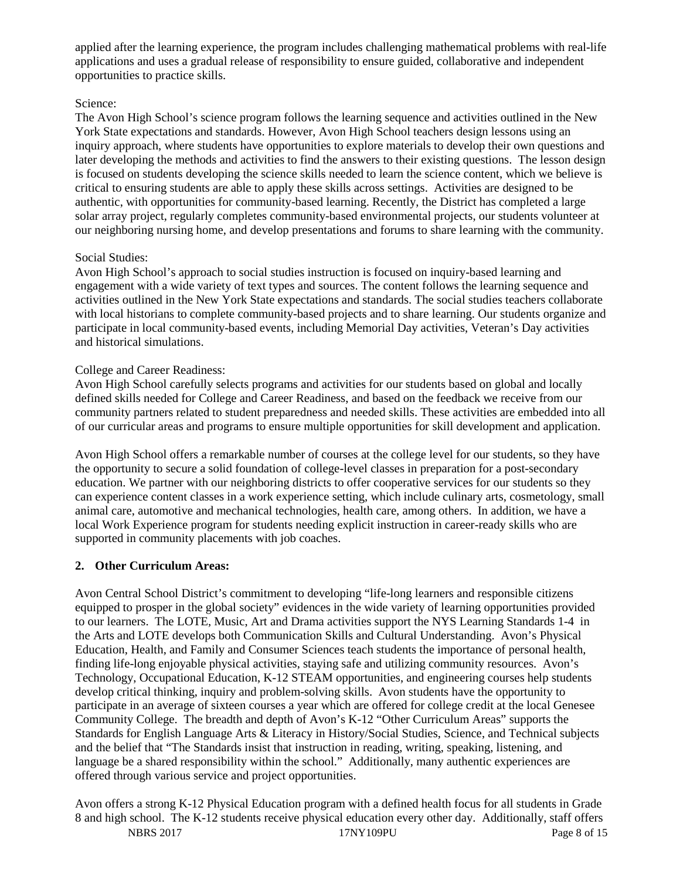applied after the learning experience, the program includes challenging mathematical problems with real-life applications and uses a gradual release of responsibility to ensure guided, collaborative and independent opportunities to practice skills.

Science:

The Avon High School's science program follows the learning sequence and activities outlined in the New York State expectations and standards. However, Avon High School teachers design lessons using an inquiry approach, where students have opportunities to explore materials to develop their own questions and later developing the methods and activities to find the answers to their existing questions. The lesson design is focused on students developing the science skills needed to learn the science content, which we believe is critical to ensuring students are able to apply these skills across settings. Activities are designed to be authentic, with opportunities for community-based learning. Recently, the District has completed a large solar array project, regularly completes community-based environmental projects, our students volunteer at our neighboring nursing home, and develop presentations and forums to share learning with the community.

Social Studies:

Avon High School's approach to social studies instruction is focused on inquiry-based learning and engagement with a wide variety of text types and sources. The content follows the learning sequence and activities outlined in the New York State expectations and standards. The social studies teachers collaborate with local historians to complete community-based projects and to share learning. Our students organize and participate in local community-based events, including Memorial Day activities, Veteran's Day activities and historical simulations.

College and Career Readiness:

Avon High School carefully selects programs and activities for our students based on global and locally defined skills needed for College and Career Readiness, and based on the feedback we receive from our community partners related to student preparedness and needed skills. These activities are embedded into all of our curricular areas and programs to ensure multiple opportunities for skill development and application.

Avon High School offers a remarkable number of courses at the college level for our students, so they have the opportunity to secure a solid foundation of college-level classes in preparation for a post-secondary education. We partner with our neighboring districts to offer cooperative services for our students so they can experience content classes in a work experience setting, which include culinary arts, cosmetology, small animal care, automotive and mechanical technologies, health care, among others. In addition, we have a local Work Experience program for students needing explicit instruction in career-ready skills who are supported in community placements with job coaches.

## 2. Other Curriculum Areas:

Avon Central School District's commitment to developing "life-long learners and responsible citizens equipped to prosper in the global society" evidences in the wide variety of learning opportunities provided to our learners. The LOTE, Music, Art and Drama activities support the NYS Learning Standards 1-4 in the Arts and LOTE develops both Communication Skills and Cultural Understanding. Avon's Physical Education, Health, and Family and Consumer Sciences teach students the importance of personal health, finding life-long enjoyable physical activities, staying safe and utilizing community resources. Avon's Technology, Occupational Education, K-12 STEAM opportunities, and engineering courses help students develop critical thinking, inquiry and problem-solving skills. Avon students have the opportunity to participate in an average of sixteen courses a year which are offered for college credit at the local Genesee Community College. The breadth and depth of Avon's K-12 "Other Curriculum Areas" supports the Standards for English Language Arts & Literacy in History/Social Studies, Science, and Technical subjects and the belief that "The Standards insist that instruction in reading, writing, speaking, listening, and language be a shared responsibility within the school." Additionally, many authentic experiences are offered through various service and project opportunities.

Avon offers a strong K-12 Physical Education program with a defined health focus for all students in Grade 8 and high school. The K-12 students receive physical education every other day. Additionally, staff offers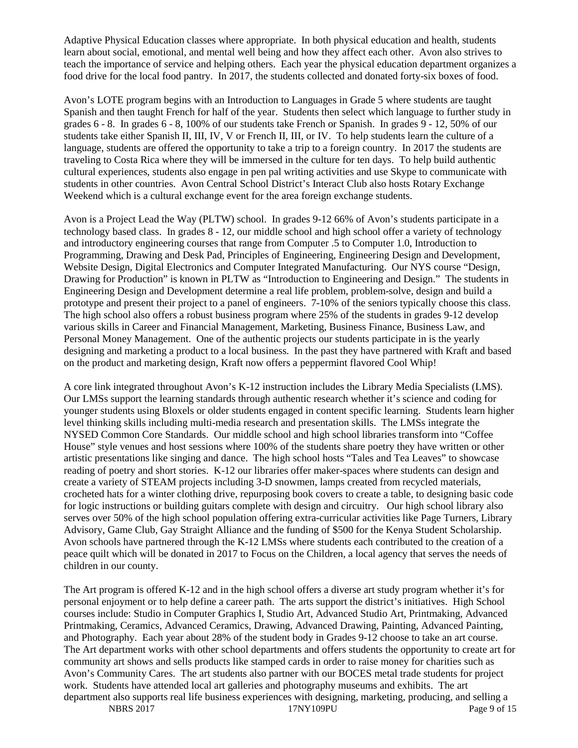Adaptive Physical Education classes where appropriate. In both physical education and health, students learn about social, emotional, and mental well being and how they affect each other. Avon also strives to teach the importance of service and helping others. Each year the physical education department organizes a food drive for the local food pantry. In 2017, the students collected and donated forty-six boxes of food.

Avon's LOTE program begins with an Introduction to Languages in Grade 5 where students are taught Spanish and then taught French for half of the year. Students then select which language to further study in grades 6 - 8. In grades 6 - 8, 100% of our students take French or Spanish. In grades 9 - 12, 50% of our students take either Spanish II, III, IV, V or French II, III, or IV. To help students learn the culture of a language, students are offered the opportunity to take a trip to a foreign country. In 2017 the students are traveling to Costa Rica where they will be immersed in the culture for ten days. To help build authentic cultural experiences, students also engage in pen pal writing activities and use Skype to communicate with students in other countries. Avon Central School District's Interact Club also hosts Rotary Exchange Weekend which is a cultural exchange event for the area foreign exchange students.

Avon is a Project Lead the Way (PLTW) school. In grades 9-12 66% of Avon's students participate in a technology based class. In grades 8 - 12, our middle school and high school offer a variety of technology and introductory engineering courses that range from Computer .5 to Computer 1.0, Introduction to Programming, Drawing and Desk Pad, Principles of Engineering, Engineering Design and Development, Website Design, Digital Electronics and Computer Integrated Manufacturing. Our NYS course "Design, Drawing for Production" is known in PLTW as "Introduction to Engineering and Design." The students in Engineering Design and Development determine a real life problem, problem-solve, design and build a prototype and present their project to a panel of engineers. 7-10% of the seniors typically choose this class. The high school also offers a robust business program where 25% of the students in grades 9-12 develop various skills in Career and Financial Management, Marketing, Business Finance, Business Law, and Personal Money Management. One of the authentic projects our students participate in is the yearly designing and marketing a product to a local business. In the past they have partnered with Kraft and based on the product and marketing design, Kraft now offers a peppermint flavored Cool Whip!

A core link integrated throughout Avon's K-12 instruction includes the Library Media Specialists (LMS). Our LMSs support the learning standards through authentic research whether it's science and coding for younger students using Bloxels or older students engaged in content specific learning. Students learn higher level thinking skills including multi-media research and presentation skills. The LMSs integrate the NYSED Common Core Standards. Our middle school and high school libraries transform into "Coffee House" style venues and host sessions where 100% of the students share poetry they have written or other artistic presentations like singing and dance. The high school hosts "Tales and Tea Leaves" to showcase reading of poetry and short stories. K-12 our libraries offer maker-spaces where students can design and create a variety of STEAM projects including 3-D snowmen, lamps created from recycled materials, crocheted hats for a winter clothing drive, repurposing book covers to create a table, to designing basic code for logic instructions or building guitars complete with design and circuitry. Our high school library also serves over 50% of the high school population offering extra-curricular activities like Page Turners, Library Advisory, Game Club, Gay Straight Alliance and the funding of $500 for the Kenya Student Scholarship. Avon schools have partnered through the K-12 LMSs where students each contributed to the creation of a peace quilt which will be donated in 2017 to Focus on the Children, a local agency that serves the needs of children in our county.

The Art program is offered K-12 and in the high school offers a diverse art study program whether it's for personal enjoyment or to help define a career path. The arts support the district's initiatives. High School courses include: Studio in Computer Graphics I, Studio Art, Advanced Studio Art, Printmaking, Advanced Printmaking, Ceramics, Advanced Ceramics, Drawing, Advanced Drawing, Painting, Advanced Painting, and Photography. Each year about 28% of the student body in Grades 9-12 choose to take an art course. The Art department works with other school departments and offers students the opportunity to create art for community art shows and sells products like stamped cards in order to raise money for charities such as Avon's Community Cares. The art students also partner with our BOCES metal trade students for project work. Students have attended local art galleries and photography museums and exhibits. The art department also supports real life business experiences with designing, marketing, producing, and selling a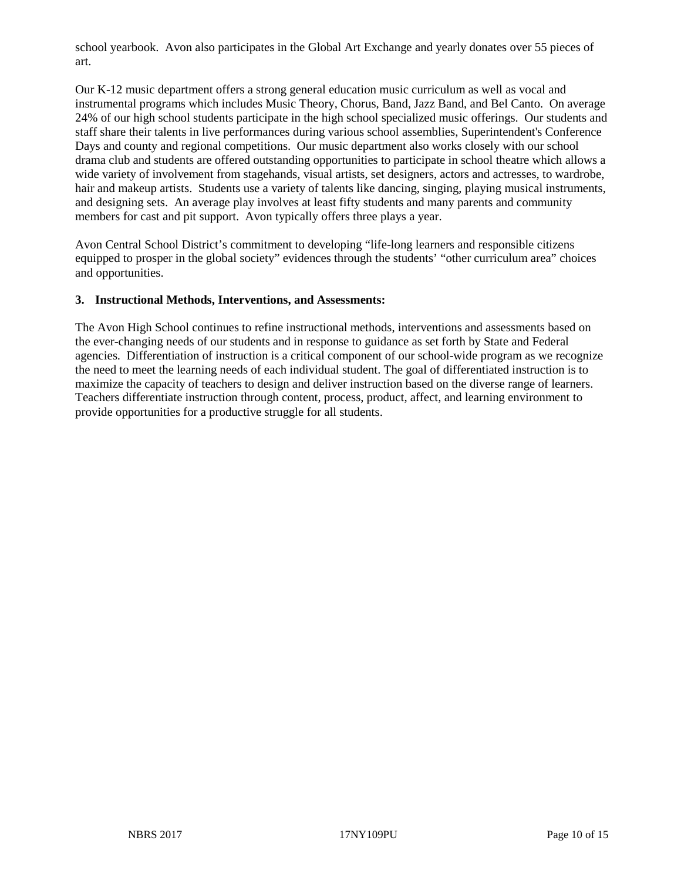school yearbook.  Avon also participates in the Global Art Exchange and yearly donates over 55 pieces of art.

Our K-12 music department offers a strong general education music curriculum as well as vocal and instrumental programs which includes Music Theory, Chorus, Band, Jazz Band, and Bel Canto.  On average 24% of our high school students participate in the high school specialized music offerings.  Our students and staff share their talents in live performances during various school assemblies, Superintendent's Conference Days and county and regional competitions.  Our music department also works closely with our school drama club and students are offered outstanding opportunities to participate in school theatre which allows a wide variety of involvement from stagehands, visual artists, set designers, actors and actresses, to wardrobe, hair and makeup artists.  Students use a variety of talents like dancing, singing, playing musical instruments, and designing sets.  An average play involves at least fifty students and many parents and community members for cast and pit support.  Avon typically offers three plays a year.

Avon Central School District's commitment to developing "life-long learners and responsible citizens equipped to prosper in the global society" evidences through the students' "other curriculum area" choices and opportunities.

**3. Instructional Methods, Interventions, and Assessments:**

The Avon High School continues to refine instructional methods, interventions and assessments based on the ever-changing needs of our students and in response to guidance as set forth by State and Federal agencies.  Differentiation of instruction is a critical component of our school-wide program as we recognize the need to meet the learning needs of each individual student. The goal of differentiated instruction is to maximize the capacity of teachers to design and deliver instruction based on the diverse range of learners. Teachers differentiate instruction through content, process, product, affect, and learning environment to provide opportunities for a productive struggle for all students.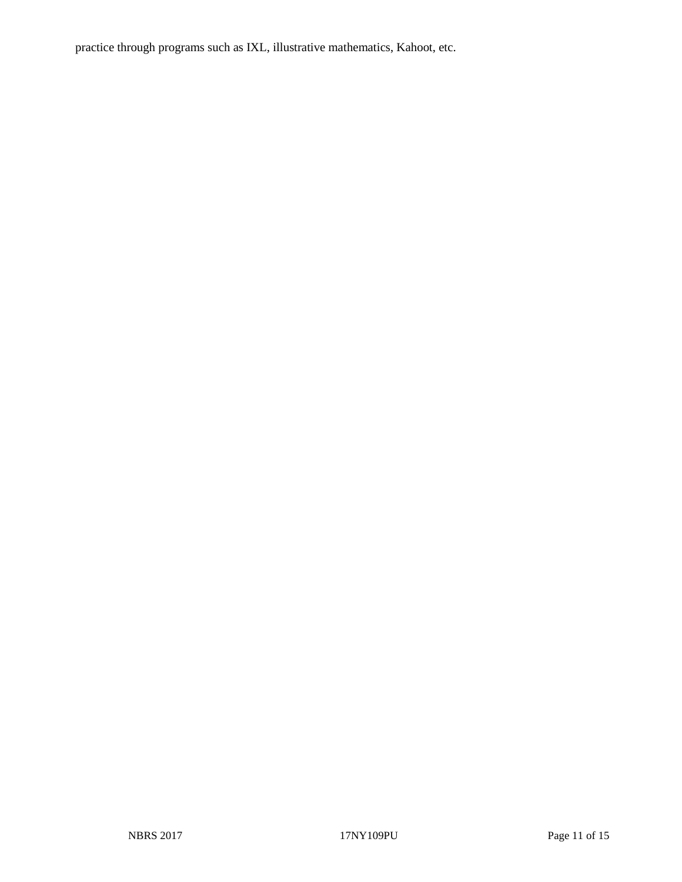practice through programs such as IXL, illustrative mathematics, Kahoot, etc.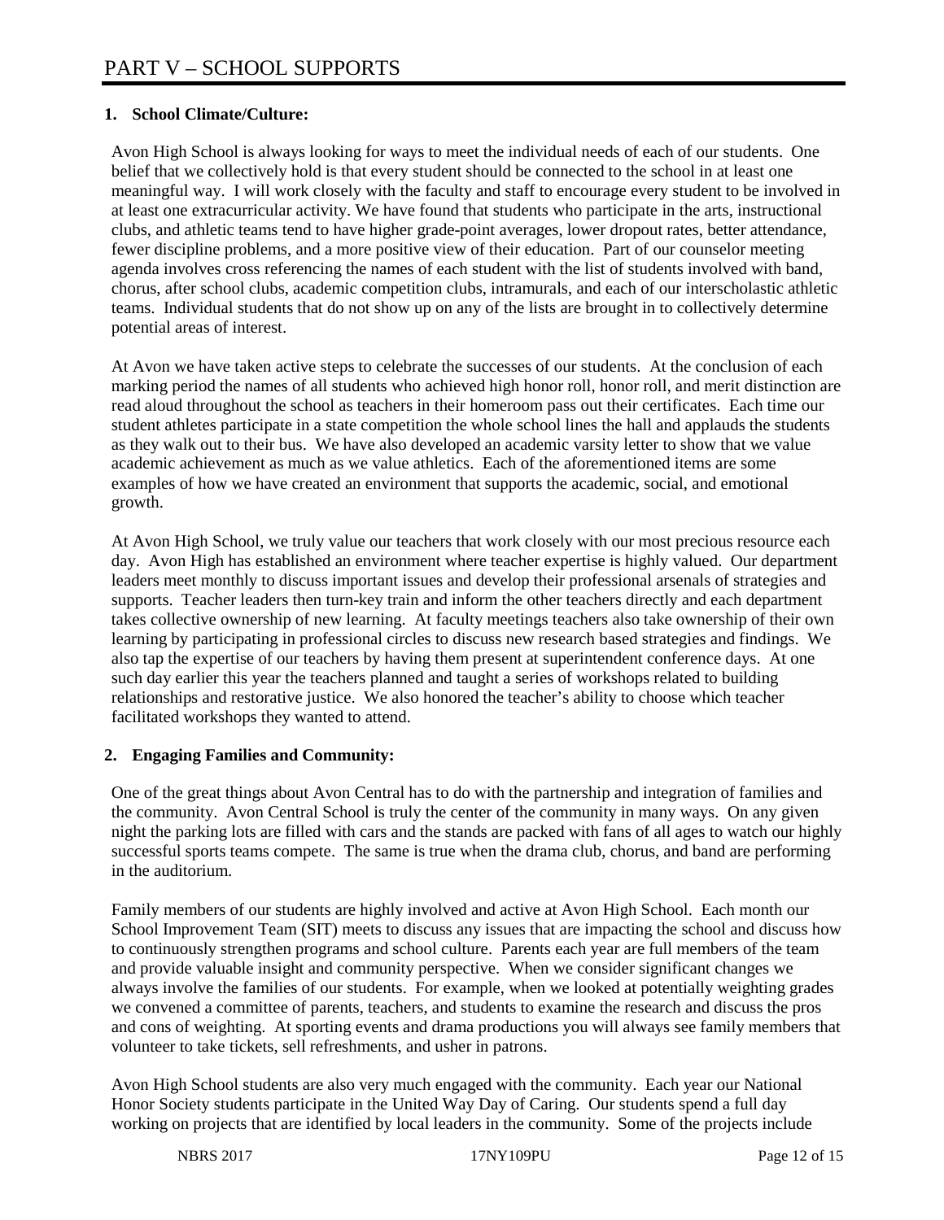# PART V – SCHOOL SUPPORTS

**1. School Climate/Culture:**

Avon High School is always looking for ways to meet the individual needs of each of our students. One belief that we collectively hold is that every student should be connected to the school in at least one meaningful way. I will work closely with the faculty and staff to encourage every student to be involved in at least one extracurricular activity. We have found that students who participate in the arts, instructional clubs, and athletic teams tend to have higher grade-point averages, lower dropout rates, better attendance, fewer discipline problems, and a more positive view of their education. Part of our counselor meeting agenda involves cross referencing the names of each student with the list of students involved with band, chorus, after school clubs, academic competition clubs, intramurals, and each of our interscholastic athletic teams. Individual students that do not show up on any of the lists are brought in to collectively determine potential areas of interest.

At Avon we have taken active steps to celebrate the successes of our students. At the conclusion of each marking period the names of all students who achieved high honor roll, honor roll, and merit distinction are read aloud throughout the school as teachers in their homeroom pass out their certificates. Each time our student athletes participate in a state competition the whole school lines the hall and applauds the students as they walk out to their bus. We have also developed an academic varsity letter to show that we value academic achievement as much as we value athletics. Each of the aforementioned items are some examples of how we have created an environment that supports the academic, social, and emotional growth.

At Avon High School, we truly value our teachers that work closely with our most precious resource each day. Avon High has established an environment where teacher expertise is highly valued. Our department leaders meet monthly to discuss important issues and develop their professional arsenals of strategies and supports. Teacher leaders then turn-key train and inform the other teachers directly and each department takes collective ownership of new learning. At faculty meetings teachers also take ownership of their own learning by participating in professional circles to discuss new research based strategies and findings. We also tap the expertise of our teachers by having them present at superintendent conference days. At one such day earlier this year the teachers planned and taught a series of workshops related to building relationships and restorative justice. We also honored the teacher's ability to choose which teacher facilitated workshops they wanted to attend.

**2. Engaging Families and Community:**

One of the great things about Avon Central has to do with the partnership and integration of families and the community. Avon Central School is truly the center of the community in many ways. On any given night the parking lots are filled with cars and the stands are packed with fans of all ages to watch our highly successful sports teams compete. The same is true when the drama club, chorus, and band are performing in the auditorium.

Family members of our students are highly involved and active at Avon High School. Each month our School Improvement Team (SIT) meets to discuss any issues that are impacting the school and discuss how to continuously strengthen programs and school culture. Parents each year are full members of the team and provide valuable insight and community perspective. When we consider significant changes we always involve the families of our students. For example, when we looked at potentially weighting grades we convened a committee of parents, teachers, and students to examine the research and discuss the pros and cons of weighting. At sporting events and drama productions you will always see family members that volunteer to take tickets, sell refreshments, and usher in patrons.

Avon High School students are also very much engaged with the community. Each year our National Honor Society students participate in the United Way Day of Caring. Our students spend a full day working on projects that are identified by local leaders in the community. Some of the projects include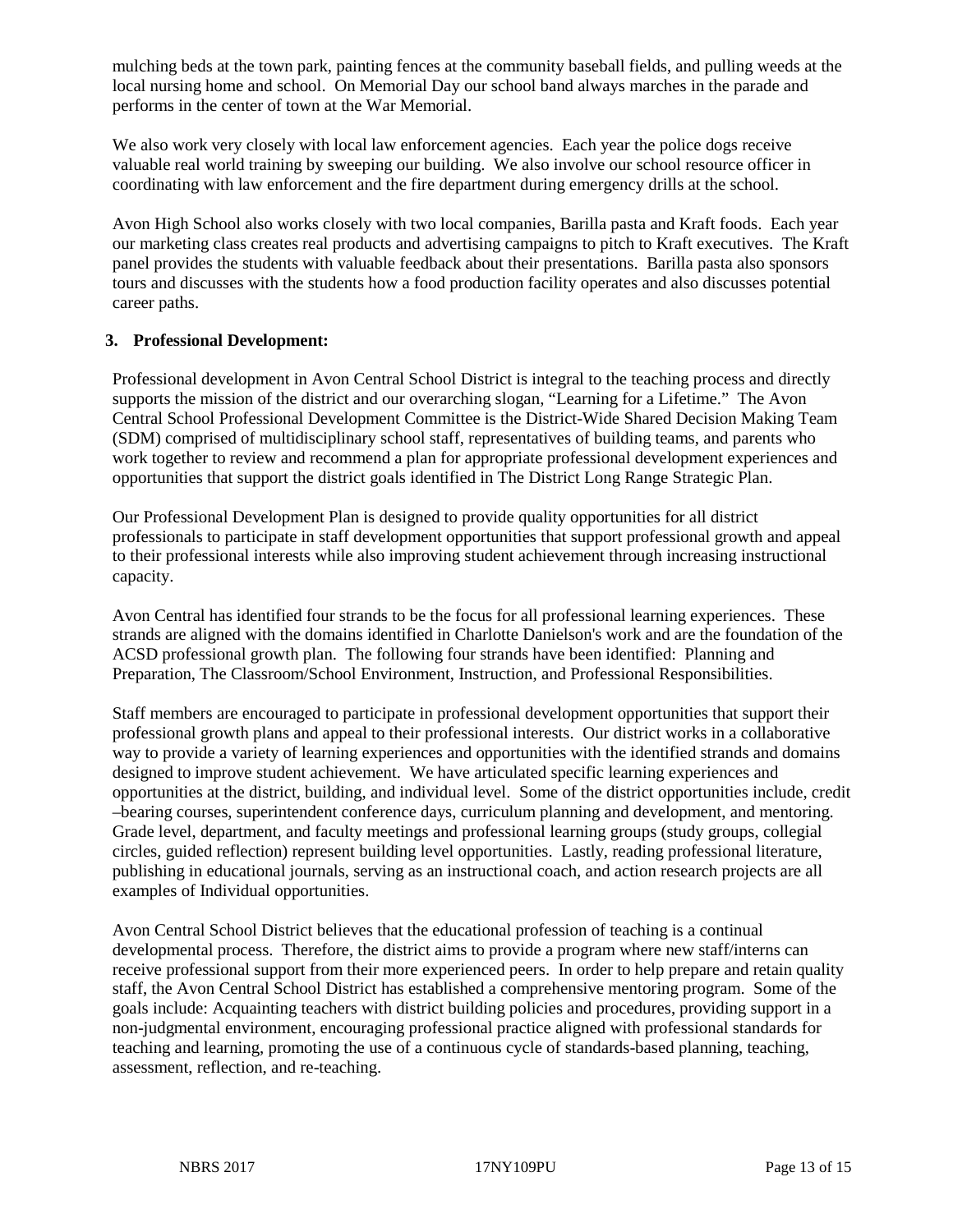mulching beds at the town park, painting fences at the community baseball fields, and pulling weeds at the local nursing home and school. On Memorial Day our school band always marches in the parade and performs in the center of town at the War Memorial.

We also work very closely with local law enforcement agencies. Each year the police dogs receive valuable real world training by sweeping our building. We also involve our school resource officer in coordinating with law enforcement and the fire department during emergency drills at the school.

Avon High School also works closely with two local companies, Barilla pasta and Kraft foods. Each year our marketing class creates real products and advertising campaigns to pitch to Kraft executives. The Kraft panel provides the students with valuable feedback about their presentations. Barilla pasta also sponsors tours and discusses with the students how a food production facility operates and also discusses potential career paths.

**3. Professional Development:**

Professional development in Avon Central School District is integral to the teaching process and directly supports the mission of the district and our overarching slogan, "Learning for a Lifetime." The Avon Central School Professional Development Committee is the District-Wide Shared Decision Making Team (SDM) comprised of multidisciplinary school staff, representatives of building teams, and parents who work together to review and recommend a plan for appropriate professional development experiences and opportunities that support the district goals identified in The District Long Range Strategic Plan.

Our Professional Development Plan is designed to provide quality opportunities for all district professionals to participate in staff development opportunities that support professional growth and appeal to their professional interests while also improving student achievement through increasing instructional capacity.

Avon Central has identified four strands to be the focus for all professional learning experiences. These strands are aligned with the domains identified in Charlotte Danielson's work and are the foundation of the ACSD professional growth plan. The following four strands have been identified: Planning and Preparation, The Classroom/School Environment, Instruction, and Professional Responsibilities.

Staff members are encouraged to participate in professional development opportunities that support their professional growth plans and appeal to their professional interests. Our district works in a collaborative way to provide a variety of learning experiences and opportunities with the identified strands and domains designed to improve student achievement. We have articulated specific learning experiences and opportunities at the district, building, and individual level. Some of the district opportunities include, credit –bearing courses, superintendent conference days, curriculum planning and development, and mentoring. Grade level, department, and faculty meetings and professional learning groups (study groups, collegial circles, guided reflection) represent building level opportunities. Lastly, reading professional literature, publishing in educational journals, serving as an instructional coach, and action research projects are all examples of Individual opportunities.

Avon Central School District believes that the educational profession of teaching is a continual developmental process. Therefore, the district aims to provide a program where new staff/interns can receive professional support from their more experienced peers. In order to help prepare and retain quality staff, the Avon Central School District has established a comprehensive mentoring program. Some of the goals include: Acquainting teachers with district building policies and procedures, providing support in a non-judgmental environment, encouraging professional practice aligned with professional standards for teaching and learning, promoting the use of a continuous cycle of standards-based planning, teaching, assessment, reflection, and re-teaching.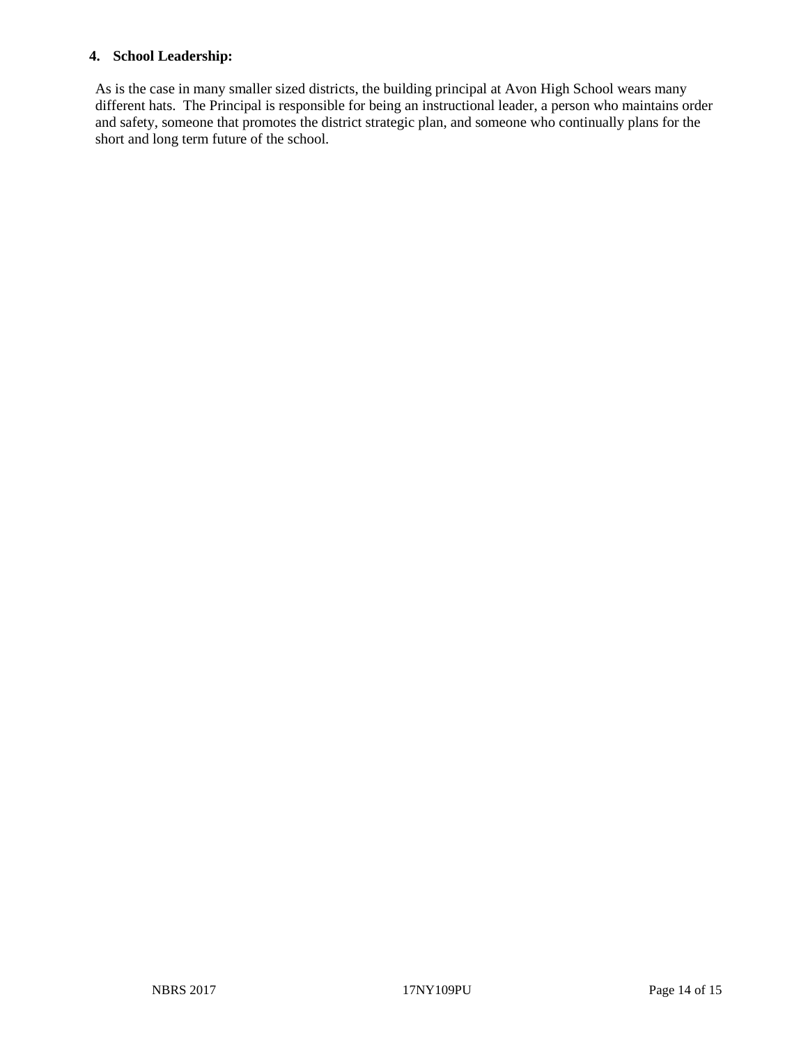#### 4. School Leadership:

As is the case in many smaller sized districts, the building principal at Avon High School wears many different hats. The Principal is responsible for being an instructional leader, a person who maintains order and safety, someone that promotes the district strategic plan, and someone who continually plans for the short and long term future of the school.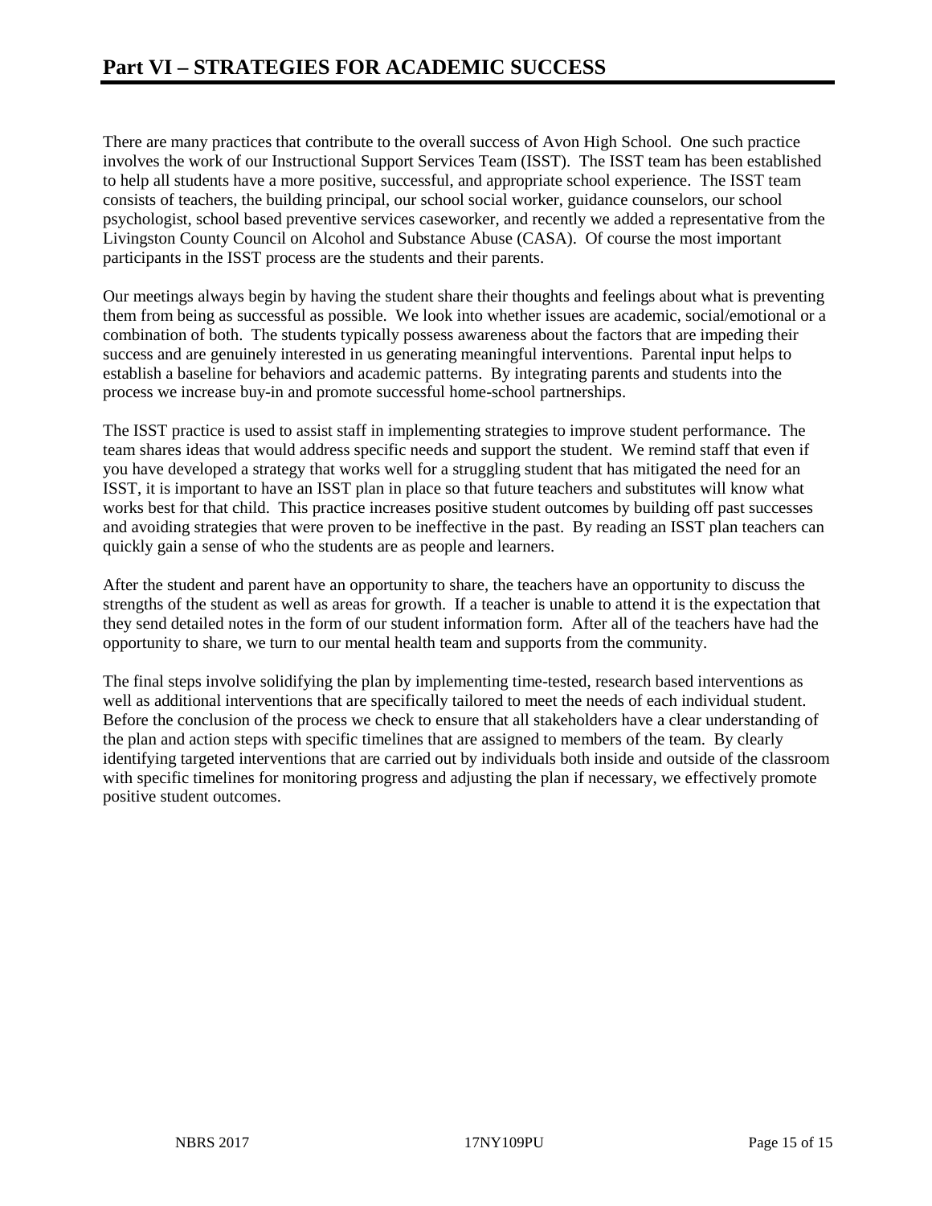# Part VI – STRATEGIES FOR ACADEMIC SUCCESS

There are many practices that contribute to the overall success of Avon High School. One such practice involves the work of our Instructional Support Services Team (ISST). The ISST team has been established to help all students have a more positive, successful, and appropriate school experience. The ISST team consists of teachers, the building principal, our school social worker, guidance counselors, our school psychologist, school based preventive services caseworker, and recently we added a representative from the Livingston County Council on Alcohol and Substance Abuse (CASA). Of course the most important participants in the ISST process are the students and their parents.

Our meetings always begin by having the student share their thoughts and feelings about what is preventing them from being as successful as possible. We look into whether issues are academic, social/emotional or a combination of both. The students typically possess awareness about the factors that are impeding their success and are genuinely interested in us generating meaningful interventions. Parental input helps to establish a baseline for behaviors and academic patterns. By integrating parents and students into the process we increase buy-in and promote successful home-school partnerships.

The ISST practice is used to assist staff in implementing strategies to improve student performance. The team shares ideas that would address specific needs and support the student. We remind staff that even if you have developed a strategy that works well for a struggling student that has mitigated the need for an ISST, it is important to have an ISST plan in place so that future teachers and substitutes will know what works best for that child. This practice increases positive student outcomes by building off past successes and avoiding strategies that were proven to be ineffective in the past. By reading an ISST plan teachers can quickly gain a sense of who the students are as people and learners.

After the student and parent have an opportunity to share, the teachers have an opportunity to discuss the strengths of the student as well as areas for growth. If a teacher is unable to attend it is the expectation that they send detailed notes in the form of our student information form. After all of the teachers have had the opportunity to share, we turn to our mental health team and supports from the community.

The final steps involve solidifying the plan by implementing time-tested, research based interventions as well as additional interventions that are specifically tailored to meet the needs of each individual student. Before the conclusion of the process we check to ensure that all stakeholders have a clear understanding of the plan and action steps with specific timelines that are assigned to members of the team. By clearly identifying targeted interventions that are carried out by individuals both inside and outside of the classroom with specific timelines for monitoring progress and adjusting the plan if necessary, we effectively promote positive student outcomes.